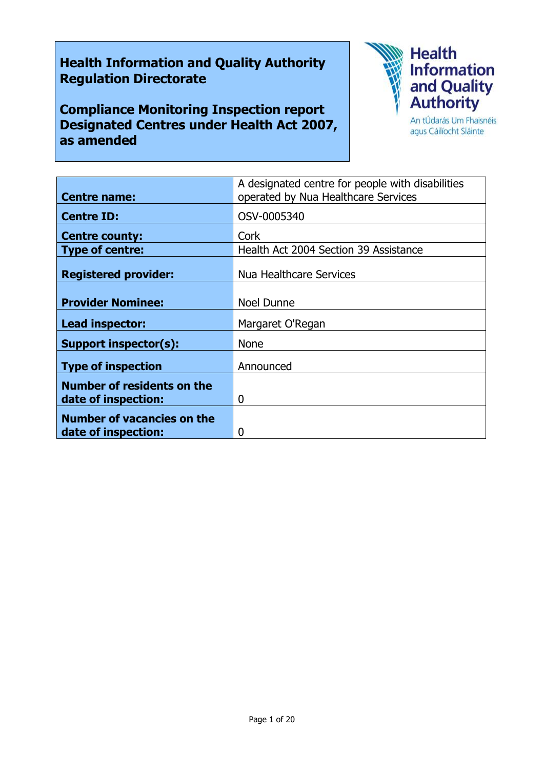**Health Information and Quality Authority**
**Regulation Directorate**

**Compliance Monitoring Inspection report**
**Designated Centres under Health Act 2007, as amended**

Health Information and Quality Authority
An tÚdarás Um Fhaisnéis agus Cáilíocht Sláinte

| | |
|---|---|
| **Centre name:** | A designated centre for people with disabilities operated by Nua Healthcare Services |
| **Centre ID:** | OSV-0005340 |
| **Centre county:** | Cork |
| **Type of centre:** | Health Act 2004 Section 39 Assistance |
| **Registered provider:** | Nua Healthcare Services |
| **Provider Nominee:** | Noel Dunne |
| **Lead inspector:** | Margaret O'Regan |
| **Support inspector(s):** | None |
| **Type of inspection** | Announced |
| **Number of residents on the date of inspection:** | 0 |
| **Number of vacancies on the date of inspection:** | 0 |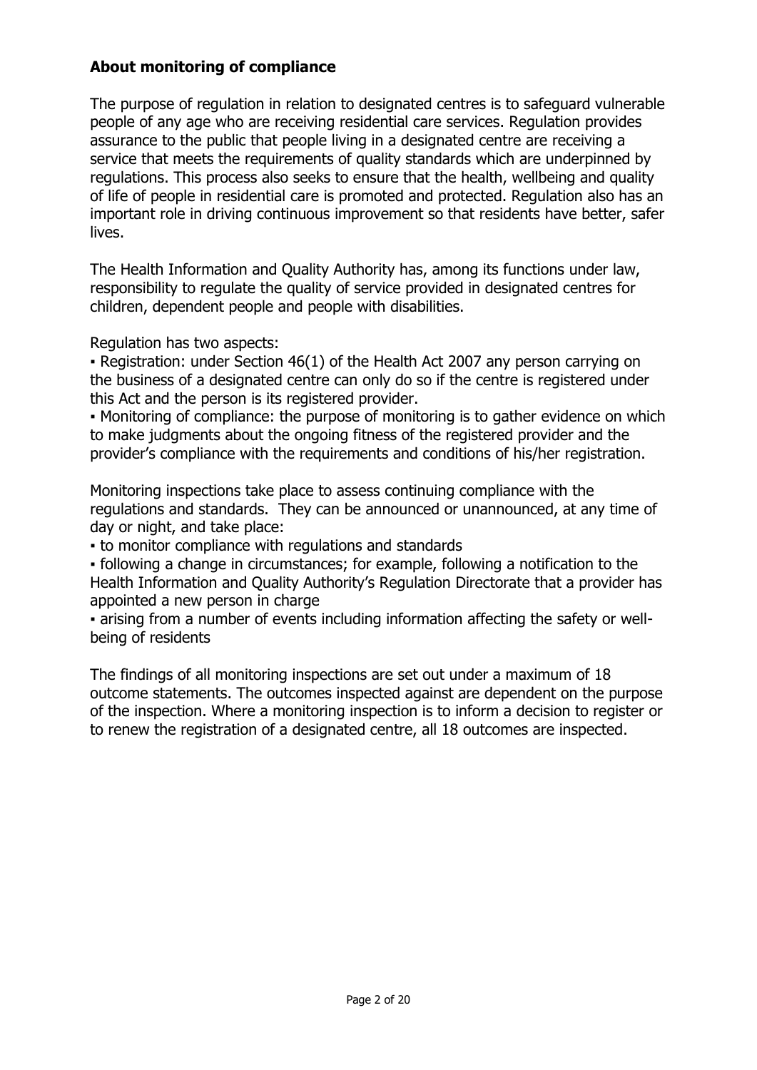## About monitoring of compliance

The purpose of regulation in relation to designated centres is to safeguard vulnerable people of any age who are receiving residential care services. Regulation provides assurance to the public that people living in a designated centre are receiving a service that meets the requirements of quality standards which are underpinned by regulations. This process also seeks to ensure that the health, wellbeing and quality of life of people in residential care is promoted and protected. Regulation also has an important role in driving continuous improvement so that residents have better, safer lives.

The Health Information and Quality Authority has, among its functions under law, responsibility to regulate the quality of service provided in designated centres for children, dependent people and people with disabilities.

Regulation has two aspects:

- Registration: under Section 46(1) of the Health Act 2007 any person carrying on the business of a designated centre can only do so if the centre is registered under this Act and the person is its registered provider.
- Monitoring of compliance: the purpose of monitoring is to gather evidence on which to make judgments about the ongoing fitness of the registered provider and the provider's compliance with the requirements and conditions of his/her registration.

Monitoring inspections take place to assess continuing compliance with the regulations and standards. They can be announced or unannounced, at any time of day or night, and take place:

- to monitor compliance with regulations and standards
- following a change in circumstances; for example, following a notification to the Health Information and Quality Authority's Regulation Directorate that a provider has appointed a new person in charge
- arising from a number of events including information affecting the safety or well-being of residents

The findings of all monitoring inspections are set out under a maximum of 18 outcome statements. The outcomes inspected against are dependent on the purpose of the inspection. Where a monitoring inspection is to inform a decision to register or to renew the registration of a designated centre, all 18 outcomes are inspected.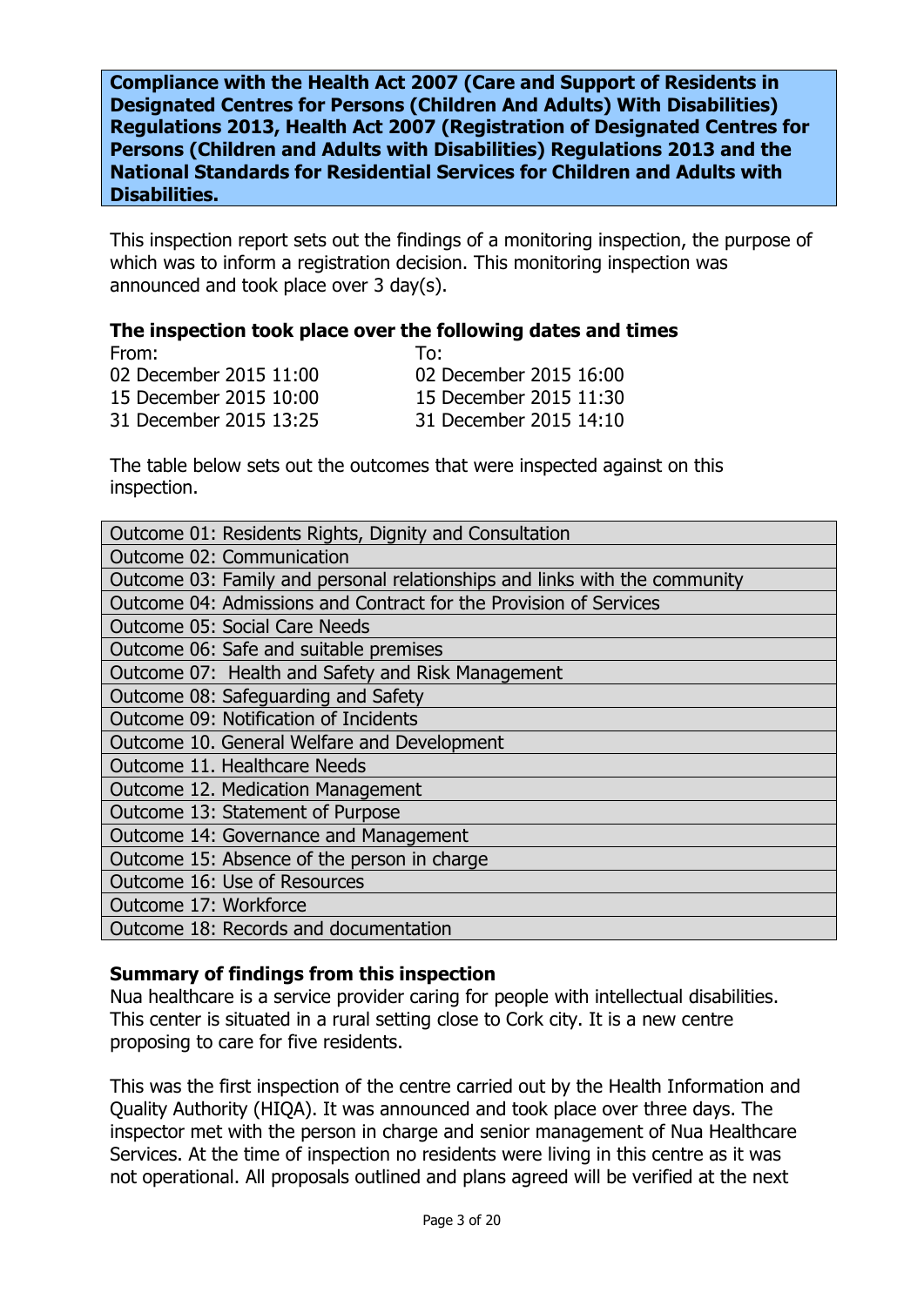**Compliance with the Health Act 2007 (Care and Support of Residents in Designated Centres for Persons (Children And Adults) With Disabilities) Regulations 2013, Health Act 2007 (Registration of Designated Centres for Persons (Children and Adults with Disabilities) Regulations 2013 and the National Standards for Residential Services for Children and Adults with Disabilities.**

This inspection report sets out the findings of a monitoring inspection, the purpose of which was to inform a registration decision. This monitoring inspection was announced and took place over 3 day(s).

**The inspection took place over the following dates and times**

| From: | To: |
|---|---|
| 02 December 2015 11:00 | 02 December 2015 16:00 |
| 15 December 2015 10:00 | 15 December 2015 11:30 |
| 31 December 2015 13:25 | 31 December 2015 14:10 |

The table below sets out the outcomes that were inspected against on this inspection.

| |
|---|
| Outcome 01: Residents Rights, Dignity and Consultation |
| Outcome 02: Communication |
| Outcome 03: Family and personal relationships and links with the community |
| Outcome 04: Admissions and Contract for the Provision of Services |
| Outcome 05: Social Care Needs |
| Outcome 06: Safe and suitable premises |
| Outcome 07: Health and Safety and Risk Management |
| Outcome 08: Safeguarding and Safety |
| Outcome 09: Notification of Incidents |
| Outcome 10. General Welfare and Development |
| Outcome 11. Healthcare Needs |
| Outcome 12. Medication Management |
| Outcome 13: Statement of Purpose |
| Outcome 14: Governance and Management |
| Outcome 15: Absence of the person in charge |
| Outcome 16: Use of Resources |
| Outcome 17: Workforce |
| Outcome 18: Records and documentation |

**Summary of findings from this inspection**

Nua healthcare is a service provider caring for people with intellectual disabilities. This center is situated in a rural setting close to Cork city. It is a new centre proposing to care for five residents.

This was the first inspection of the centre carried out by the Health Information and Quality Authority (HIQA). It was announced and took place over three days. The inspector met with the person in charge and senior management of Nua Healthcare Services. At the time of inspection no residents were living in this centre as it was not operational. All proposals outlined and plans agreed will be verified at the next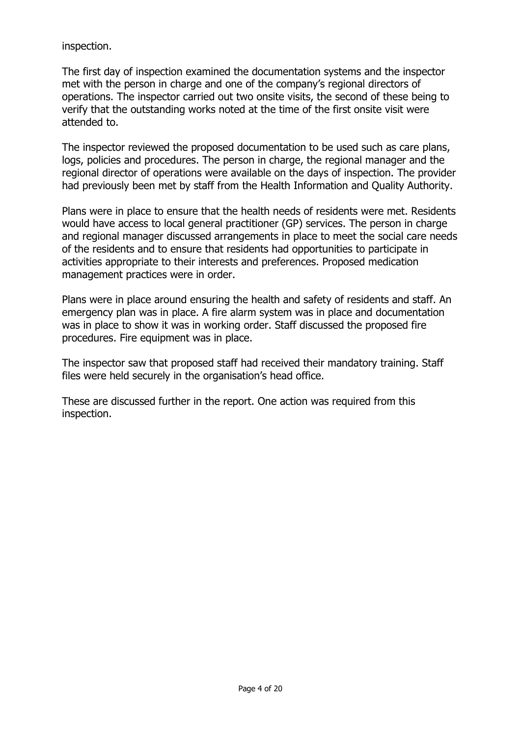inspection.

The first day of inspection examined the documentation systems and the inspector met with the person in charge and one of the company's regional directors of operations. The inspector carried out two onsite visits, the second of these being to verify that the outstanding works noted at the time of the first onsite visit were attended to.

The inspector reviewed the proposed documentation to be used such as care plans, logs, policies and procedures. The person in charge, the regional manager and the regional director of operations were available on the days of inspection. The provider had previously been met by staff from the Health Information and Quality Authority.

Plans were in place to ensure that the health needs of residents were met. Residents would have access to local general practitioner (GP) services. The person in charge and regional manager discussed arrangements in place to meet the social care needs of the residents and to ensure that residents had opportunities to participate in activities appropriate to their interests and preferences. Proposed medication management practices were in order.

Plans were in place around ensuring the health and safety of residents and staff. An emergency plan was in place. A fire alarm system was in place and documentation was in place to show it was in working order. Staff discussed the proposed fire procedures. Fire equipment was in place.

The inspector saw that proposed staff had received their mandatory training. Staff files were held securely in the organisation's head office.

These are discussed further in the report. One action was required from this inspection.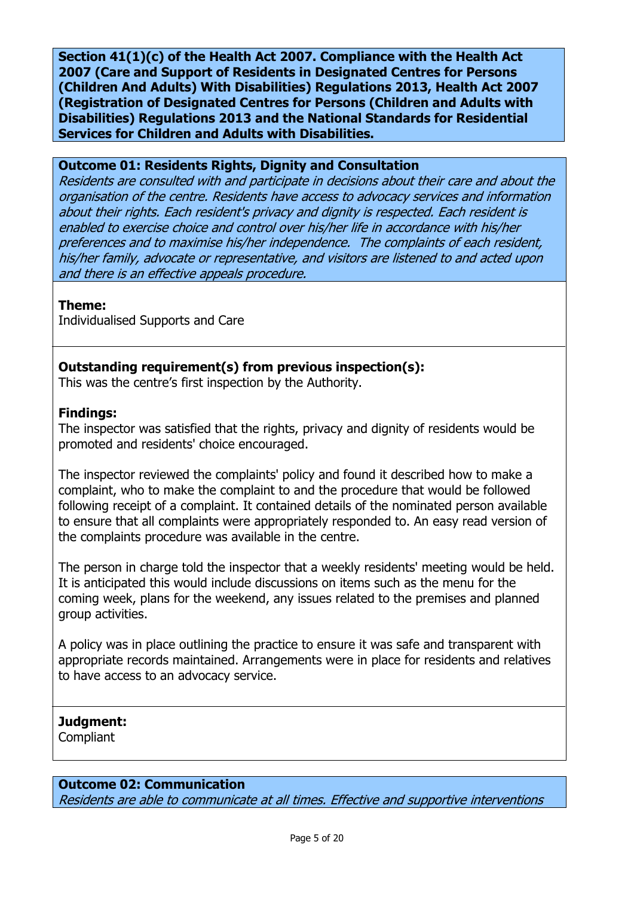**Section 41(1)(c) of the Health Act 2007. Compliance with the Health Act 2007 (Care and Support of Residents in Designated Centres for Persons (Children And Adults) With Disabilities) Regulations 2013, Health Act 2007 (Registration of Designated Centres for Persons (Children and Adults with Disabilities) Regulations 2013 and the National Standards for Residential Services for Children and Adults with Disabilities.**

**Outcome 01: Residents Rights, Dignity and Consultation**
*Residents are consulted with and participate in decisions about their care and about the organisation of the centre. Residents have access to advocacy services and information about their rights. Each resident's privacy and dignity is respected. Each resident is enabled to exercise choice and control over his/her life in accordance with his/her preferences and to maximise his/her independence. The complaints of each resident, his/her family, advocate or representative, and visitors are listened to and acted upon and there is an effective appeals procedure.*

**Theme:**
Individualised Supports and Care

**Outstanding requirement(s) from previous inspection(s):**
This was the centre's first inspection by the Authority.

**Findings:**
The inspector was satisfied that the rights, privacy and dignity of residents would be promoted and residents' choice encouraged.

The inspector reviewed the complaints' policy and found it described how to make a complaint, who to make the complaint to and the procedure that would be followed following receipt of a complaint. It contained details of the nominated person available to ensure that all complaints were appropriately responded to. An easy read version of the complaints procedure was available in the centre.

The person in charge told the inspector that a weekly residents' meeting would be held. It is anticipated this would include discussions on items such as the menu for the coming week, plans for the weekend, any issues related to the premises and planned group activities.

A policy was in place outlining the practice to ensure it was safe and transparent with appropriate records maintained. Arrangements were in place for residents and relatives to have access to an advocacy service.

**Judgment:**
Compliant

**Outcome 02: Communication**
*Residents are able to communicate at all times. Effective and supportive interventions*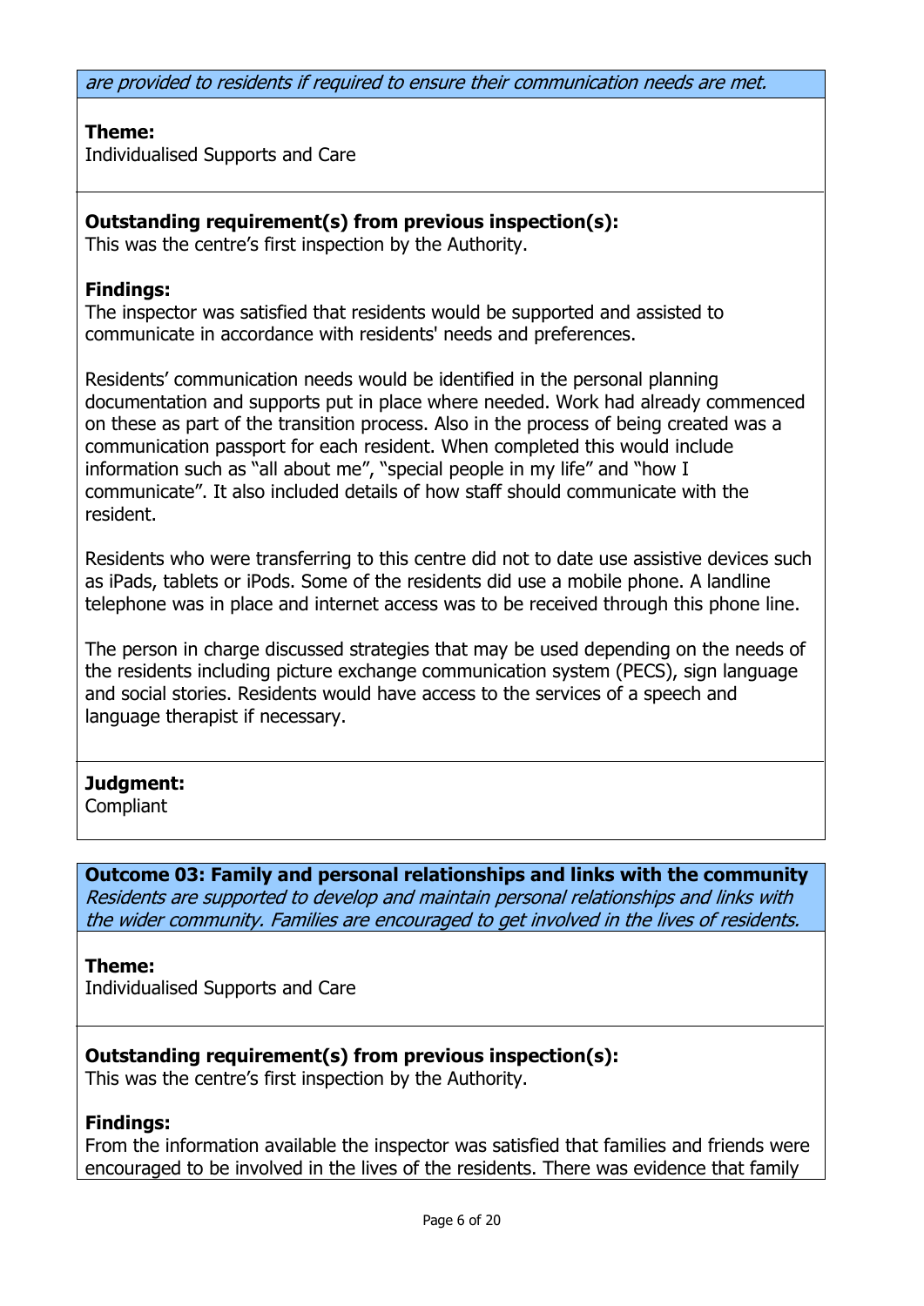*are provided to residents if required to ensure their communication needs are met.*

**Theme:**
Individualised Supports and Care

**Outstanding requirement(s) from previous inspection(s):**
This was the centre's first inspection by the Authority.

**Findings:**
The inspector was satisfied that residents would be supported and assisted to communicate in accordance with residents' needs and preferences.

Residents' communication needs would be identified in the personal planning documentation and supports put in place where needed. Work had already commenced on these as part of the transition process. Also in the process of being created was a communication passport for each resident. When completed this would include information such as "all about me", "special people in my life" and "how I communicate". It also included details of how staff should communicate with the resident.

Residents who were transferring to this centre did not to date use assistive devices such as iPads, tablets or iPods. Some of the residents did use a mobile phone. A landline telephone was in place and internet access was to be received through this phone line.

The person in charge discussed strategies that may be used depending on the needs of the residents including picture exchange communication system (PECS), sign language and social stories. Residents would have access to the services of a speech and language therapist if necessary.

**Judgment:**
Compliant

**Outcome 03: Family and personal relationships and links with the community**
*Residents are supported to develop and maintain personal relationships and links with the wider community. Families are encouraged to get involved in the lives of residents.*

**Theme:**
Individualised Supports and Care

**Outstanding requirement(s) from previous inspection(s):**
This was the centre's first inspection by the Authority.

**Findings:**
From the information available the inspector was satisfied that families and friends were encouraged to be involved in the lives of the residents. There was evidence that family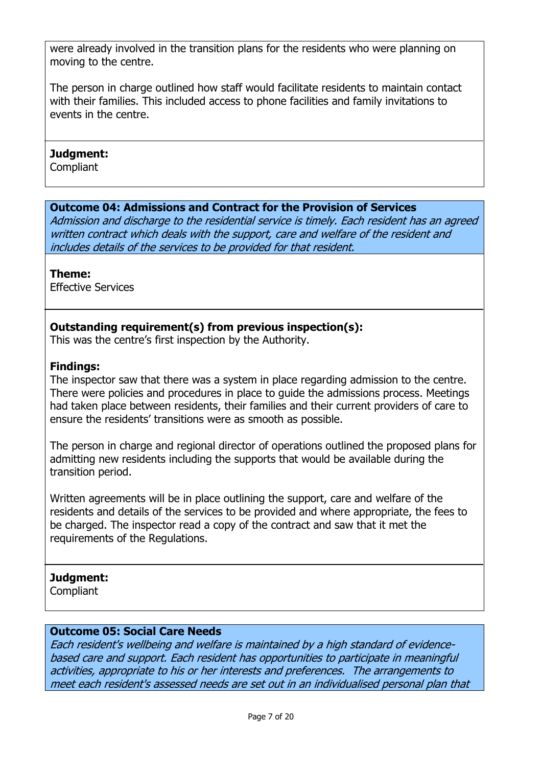were already involved in the transition plans for the residents who were planning on moving to the centre.

The person in charge outlined how staff would facilitate residents to maintain contact with their families. This included access to phone facilities and family invitations to events in the centre.

**Judgment:**
Compliant

### Outcome 04: Admissions and Contract for the Provision of Services

*Admission and discharge to the residential service is timely. Each resident has an agreed written contract which deals with the support, care and welfare of the resident and includes details of the services to be provided for that resident.*

**Theme:**
Effective Services

**Outstanding requirement(s) from previous inspection(s):**
This was the centre's first inspection by the Authority.

**Findings:**
The inspector saw that there was a system in place regarding admission to the centre. There were policies and procedures in place to guide the admissions process. Meetings had taken place between residents, their families and their current providers of care to ensure the residents' transitions were as smooth as possible.

The person in charge and regional director of operations outlined the proposed plans for admitting new residents including the supports that would be available during the transition period.

Written agreements will be in place outlining the support, care and welfare of the residents and details of the services to be provided and where appropriate, the fees to be charged. The inspector read a copy of the contract and saw that it met the requirements of the Regulations.

**Judgment:**
Compliant

### Outcome 05: Social Care Needs

*Each resident's wellbeing and welfare is maintained by a high standard of evidence-based care and support. Each resident has opportunities to participate in meaningful activities, appropriate to his or her interests and preferences. The arrangements to meet each resident's assessed needs are set out in an individualised personal plan that*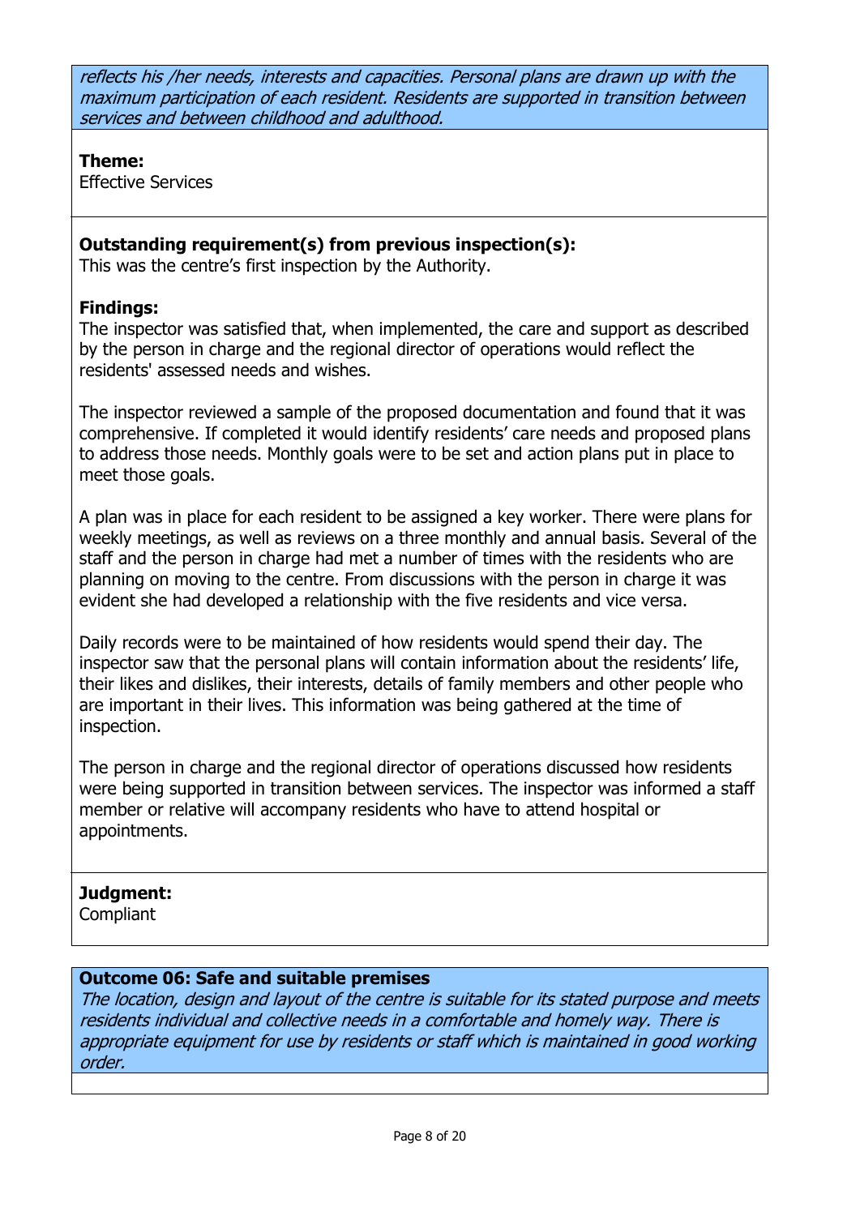*reflects his /her needs, interests and capacities. Personal plans are drawn up with the maximum participation of each resident. Residents are supported in transition between services and between childhood and adulthood.*

**Theme:**
Effective Services

**Outstanding requirement(s) from previous inspection(s):**
This was the centre's first inspection by the Authority.

**Findings:**
The inspector was satisfied that, when implemented, the care and support as described by the person in charge and the regional director of operations would reflect the residents' assessed needs and wishes.

The inspector reviewed a sample of the proposed documentation and found that it was comprehensive. If completed it would identify residents' care needs and proposed plans to address those needs. Monthly goals were to be set and action plans put in place to meet those goals.

A plan was in place for each resident to be assigned a key worker. There were plans for weekly meetings, as well as reviews on a three monthly and annual basis. Several of the staff and the person in charge had met a number of times with the residents who are planning on moving to the centre. From discussions with the person in charge it was evident she had developed a relationship with the five residents and vice versa.

Daily records were to be maintained of how residents would spend their day. The inspector saw that the personal plans will contain information about the residents' life, their likes and dislikes, their interests, details of family members and other people who are important in their lives. This information was being gathered at the time of inspection.

The person in charge and the regional director of operations discussed how residents were being supported in transition between services. The inspector was informed a staff member or relative will accompany residents who have to attend hospital or appointments.

**Judgment:**
Compliant

**Outcome 06: Safe and suitable premises**
*The location, design and layout of the centre is suitable for its stated purpose and meets residents individual and collective needs in a comfortable and homely way. There is appropriate equipment for use by residents or staff which is maintained in good working order.*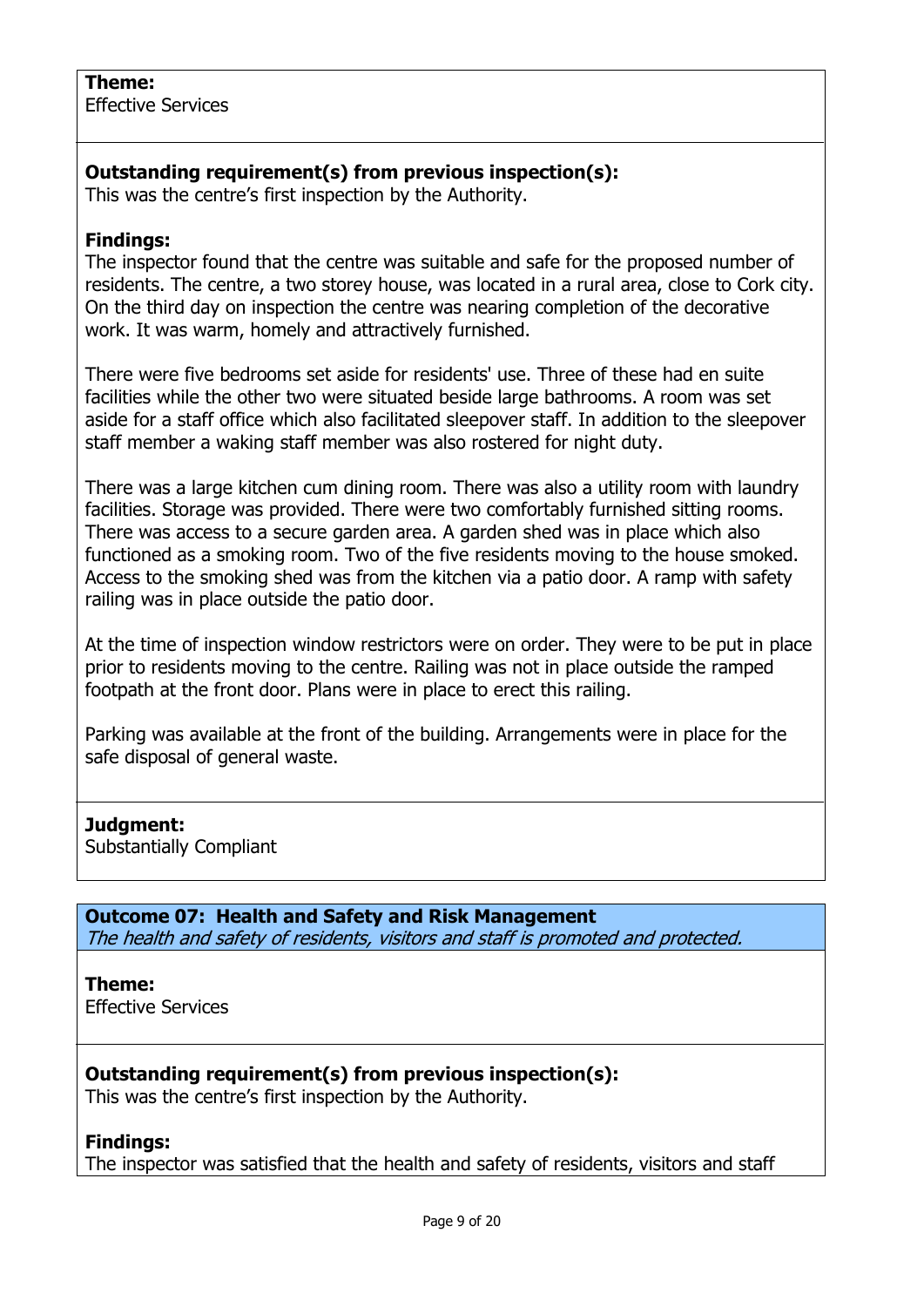**Theme:**
Effective Services

**Outstanding requirement(s) from previous inspection(s):**
This was the centre's first inspection by the Authority.

**Findings:**
The inspector found that the centre was suitable and safe for the proposed number of residents. The centre, a two storey house, was located in a rural area, close to Cork city. On the third day on inspection the centre was nearing completion of the decorative work. It was warm, homely and attractively furnished.

There were five bedrooms set aside for residents' use. Three of these had en suite facilities while the other two were situated beside large bathrooms. A room was set aside for a staff office which also facilitated sleepover staff. In addition to the sleepover staff member a waking staff member was also rostered for night duty.

There was a large kitchen cum dining room. There was also a utility room with laundry facilities. Storage was provided. There were two comfortably furnished sitting rooms. There was access to a secure garden area. A garden shed was in place which also functioned as a smoking room. Two of the five residents moving to the house smoked. Access to the smoking shed was from the kitchen via a patio door. A ramp with safety railing was in place outside the patio door.

At the time of inspection window restrictors were on order. They were to be put in place prior to residents moving to the centre. Railing was not in place outside the ramped footpath at the front door. Plans were in place to erect this railing.

Parking was available at the front of the building. Arrangements were in place for the safe disposal of general waste.

**Judgment:**
Substantially Compliant

## Outcome 07: Health and Safety and Risk Management

*The health and safety of residents, visitors and staff is promoted and protected.*

**Theme:**
Effective Services

**Outstanding requirement(s) from previous inspection(s):**
This was the centre's first inspection by the Authority.

**Findings:**
The inspector was satisfied that the health and safety of residents, visitors and staff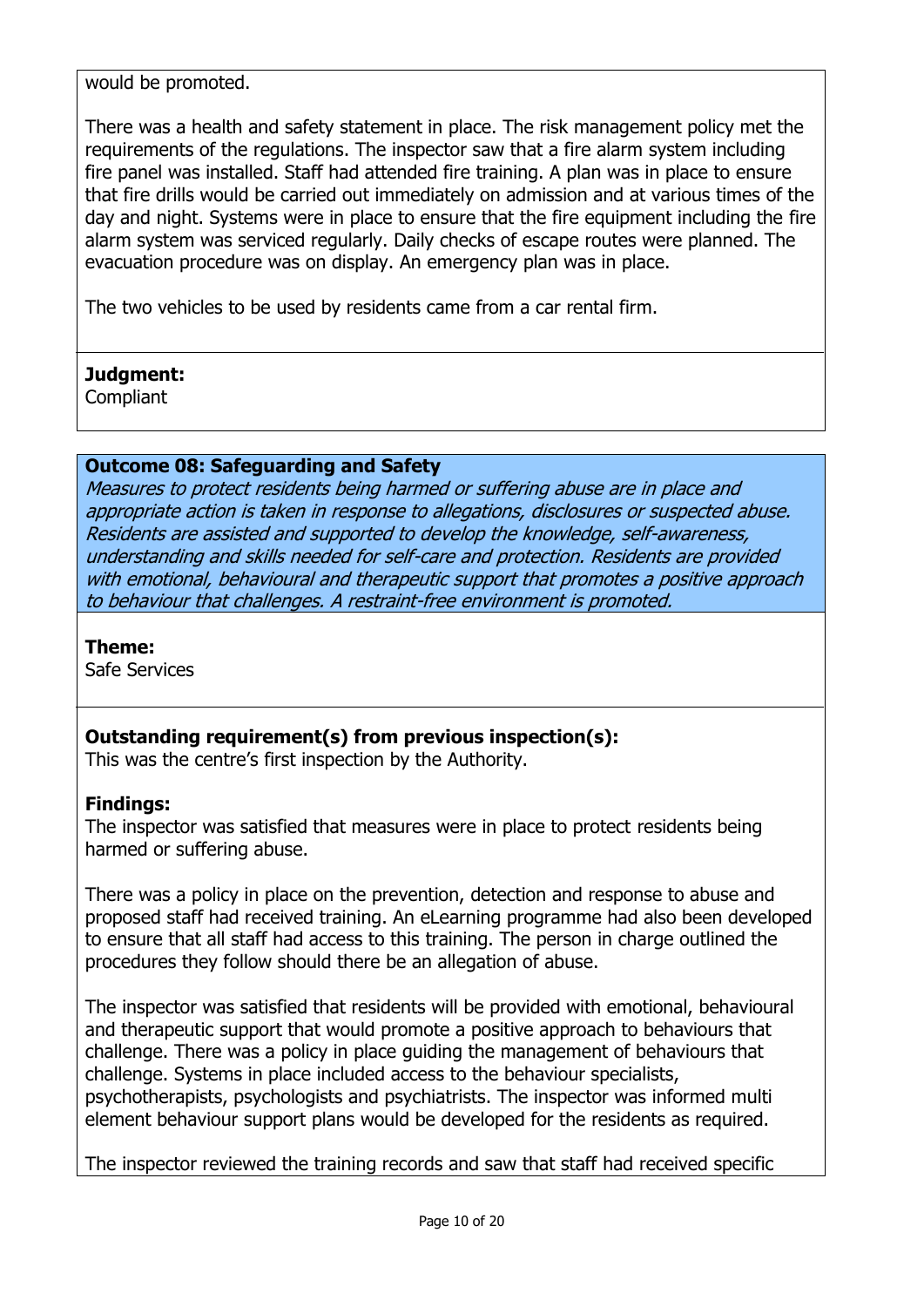would be promoted.

There was a health and safety statement in place. The risk management policy met the requirements of the regulations. The inspector saw that a fire alarm system including fire panel was installed. Staff had attended fire training. A plan was in place to ensure that fire drills would be carried out immediately on admission and at various times of the day and night. Systems were in place to ensure that the fire equipment including the fire alarm system was serviced regularly. Daily checks of escape routes were planned. The evacuation procedure was on display. An emergency plan was in place.

The two vehicles to be used by residents came from a car rental firm.

**Judgment:**
Compliant

### Outcome 08: Safeguarding and Safety

*Measures to protect residents being harmed or suffering abuse are in place and appropriate action is taken in response to allegations, disclosures or suspected abuse. Residents are assisted and supported to develop the knowledge, self-awareness, understanding and skills needed for self-care and protection. Residents are provided with emotional, behavioural and therapeutic support that promotes a positive approach to behaviour that challenges. A restraint-free environment is promoted.*

**Theme:**
Safe Services

**Outstanding requirement(s) from previous inspection(s):**
This was the centre's first inspection by the Authority.

**Findings:**
The inspector was satisfied that measures were in place to protect residents being harmed or suffering abuse.

There was a policy in place on the prevention, detection and response to abuse and proposed staff had received training. An eLearning programme had also been developed to ensure that all staff had access to this training. The person in charge outlined the procedures they follow should there be an allegation of abuse.

The inspector was satisfied that residents will be provided with emotional, behavioural and therapeutic support that would promote a positive approach to behaviours that challenge. There was a policy in place guiding the management of behaviours that challenge. Systems in place included access to the behaviour specialists, psychotherapists, psychologists and psychiatrists. The inspector was informed multi element behaviour support plans would be developed for the residents as required.

The inspector reviewed the training records and saw that staff had received specific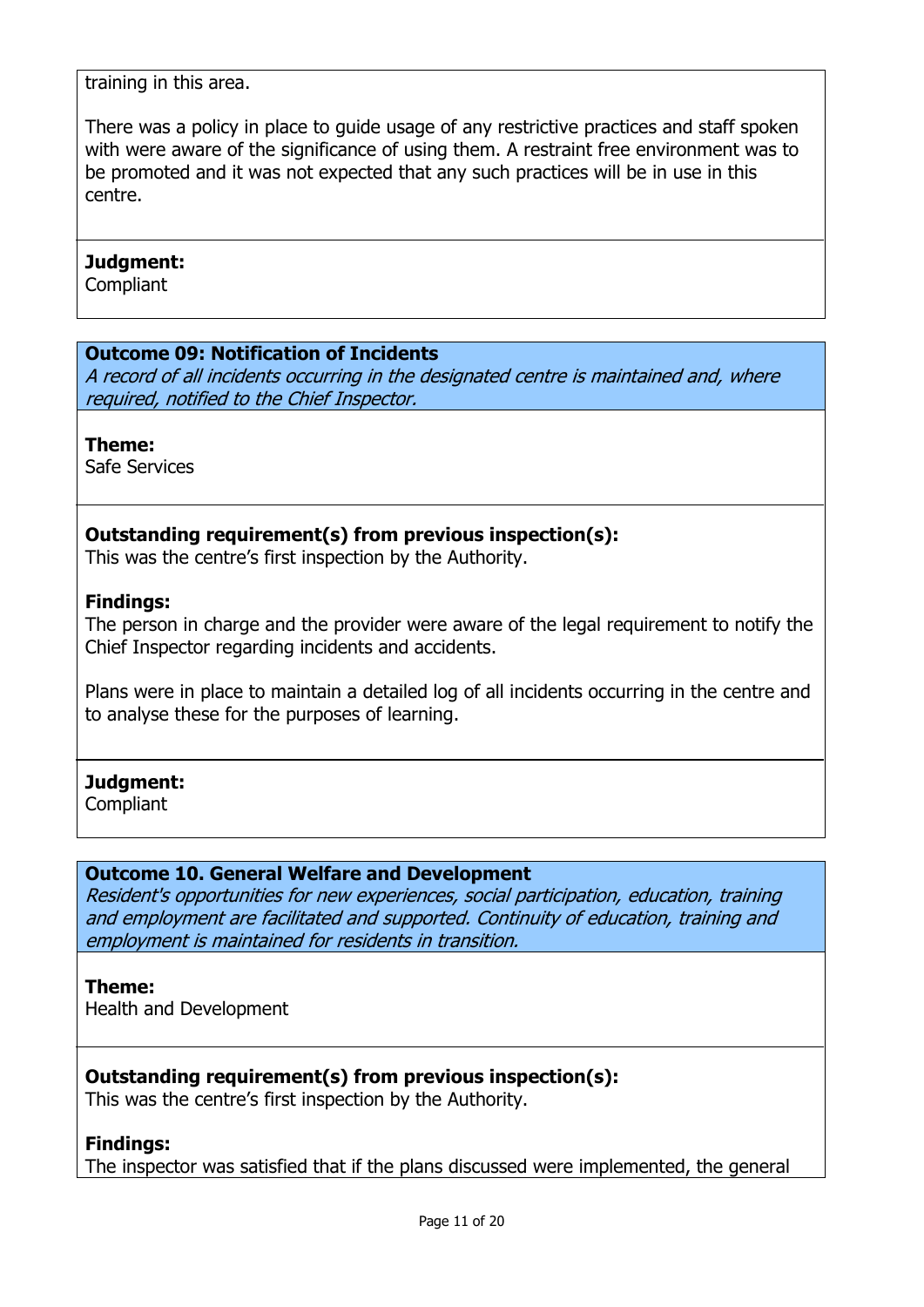training in this area.

There was a policy in place to guide usage of any restrictive practices and staff spoken with were aware of the significance of using them. A restraint free environment was to be promoted and it was not expected that any such practices will be in use in this centre.

**Judgment:**
Compliant

**Outcome 09: Notification of Incidents**
*A record of all incidents occurring in the designated centre is maintained and, where required, notified to the Chief Inspector.*

**Theme:**
Safe Services

**Outstanding requirement(s) from previous inspection(s):**
This was the centre's first inspection by the Authority.

**Findings:**
The person in charge and the provider were aware of the legal requirement to notify the Chief Inspector regarding incidents and accidents.

Plans were in place to maintain a detailed log of all incidents occurring in the centre and to analyse these for the purposes of learning.

**Judgment:**
Compliant

**Outcome 10. General Welfare and Development**
*Resident's opportunities for new experiences, social participation, education, training and employment are facilitated and supported. Continuity of education, training and employment is maintained for residents in transition.*

**Theme:**
Health and Development

**Outstanding requirement(s) from previous inspection(s):**
This was the centre's first inspection by the Authority.

**Findings:**
The inspector was satisfied that if the plans discussed were implemented, the general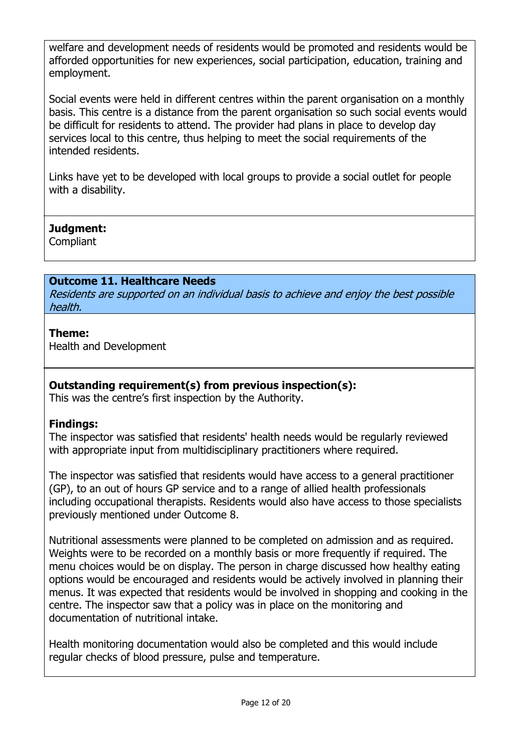welfare and development needs of residents would be promoted and residents would be afforded opportunities for new experiences, social participation, education, training and employment.

Social events were held in different centres within the parent organisation on a monthly basis. This centre is a distance from the parent organisation so such social events would be difficult for residents to attend. The provider had plans in place to develop day services local to this centre, thus helping to meet the social requirements of the intended residents.

Links have yet to be developed with local groups to provide a social outlet for people with a disability.

**Judgment:**
Compliant

### Outcome 11. Healthcare Needs

*Residents are supported on an individual basis to achieve and enjoy the best possible health.*

**Theme:**
Health and Development

**Outstanding requirement(s) from previous inspection(s):**
This was the centre's first inspection by the Authority.

**Findings:**
The inspector was satisfied that residents' health needs would be regularly reviewed with appropriate input from multidisciplinary practitioners where required.

The inspector was satisfied that residents would have access to a general practitioner (GP), to an out of hours GP service and to a range of allied health professionals including occupational therapists. Residents would also have access to those specialists previously mentioned under Outcome 8.

Nutritional assessments were planned to be completed on admission and as required. Weights were to be recorded on a monthly basis or more frequently if required. The menu choices would be on display. The person in charge discussed how healthy eating options would be encouraged and residents would be actively involved in planning their menus. It was expected that residents would be involved in shopping and cooking in the centre. The inspector saw that a policy was in place on the monitoring and documentation of nutritional intake.

Health monitoring documentation would also be completed and this would include regular checks of blood pressure, pulse and temperature.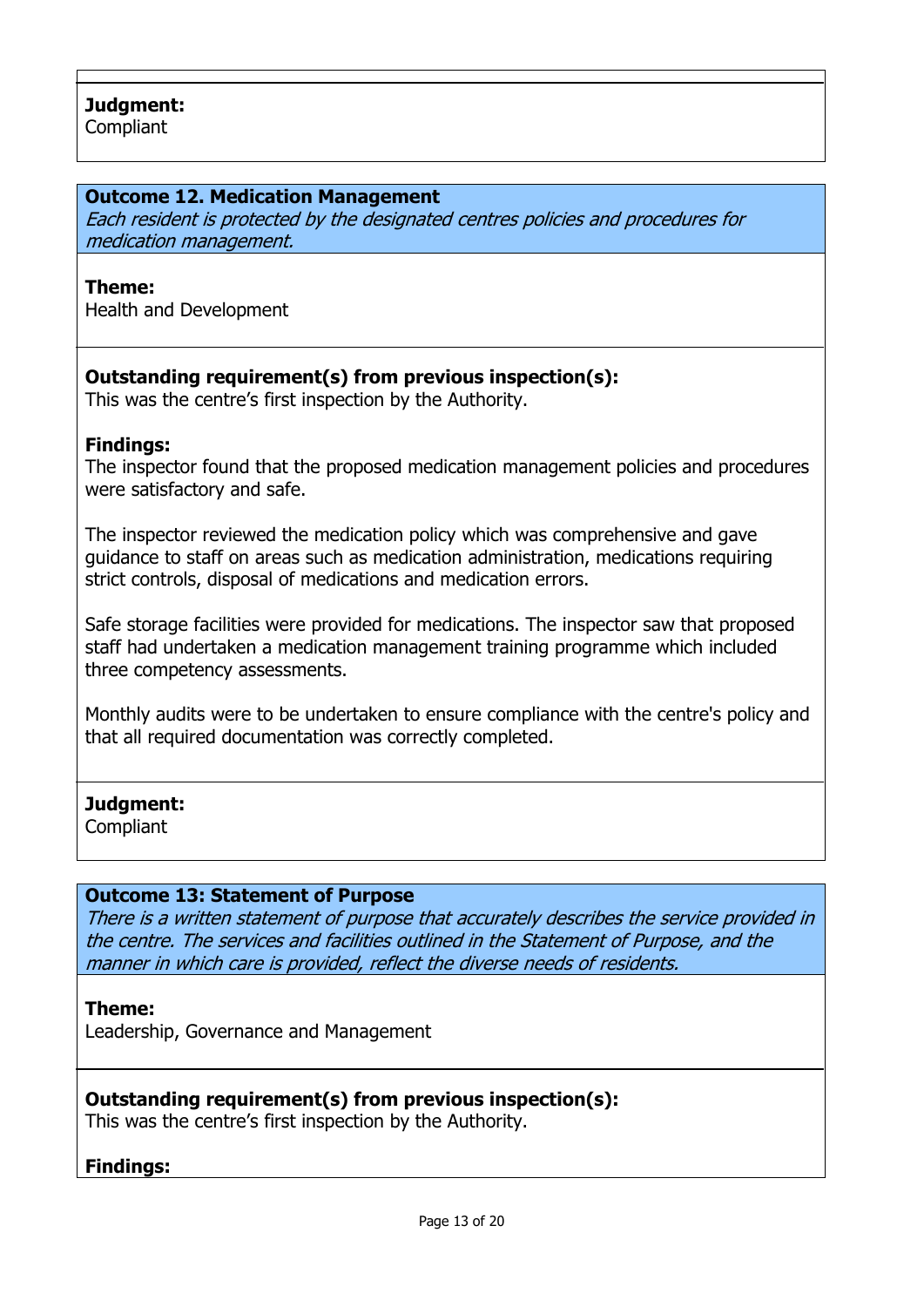**Judgment:**
Compliant

### Outcome 12. Medication Management

*Each resident is protected by the designated centres policies and procedures for medication management.*

**Theme:**
Health and Development

**Outstanding requirement(s) from previous inspection(s):**
This was the centre's first inspection by the Authority.

**Findings:**
The inspector found that the proposed medication management policies and procedures were satisfactory and safe.

The inspector reviewed the medication policy which was comprehensive and gave guidance to staff on areas such as medication administration, medications requiring strict controls, disposal of medications and medication errors.

Safe storage facilities were provided for medications. The inspector saw that proposed staff had undertaken a medication management training programme which included three competency assessments.

Monthly audits were to be undertaken to ensure compliance with the centre's policy and that all required documentation was correctly completed.

**Judgment:**
Compliant

### Outcome 13: Statement of Purpose

*There is a written statement of purpose that accurately describes the service provided in the centre. The services and facilities outlined in the Statement of Purpose, and the manner in which care is provided, reflect the diverse needs of residents.*

**Theme:**
Leadership, Governance and Management

**Outstanding requirement(s) from previous inspection(s):**
This was the centre's first inspection by the Authority.

**Findings:**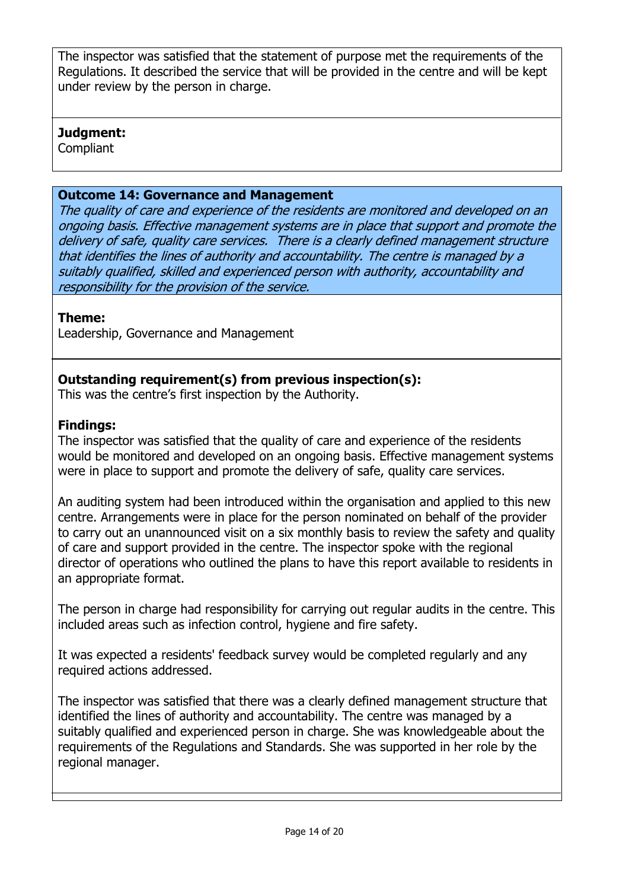The inspector was satisfied that the statement of purpose met the requirements of the Regulations. It described the service that will be provided in the centre and will be kept under review by the person in charge.

**Judgment:**
Compliant

### Outcome 14: Governance and Management

*The quality of care and experience of the residents are monitored and developed on an ongoing basis. Effective management systems are in place that support and promote the delivery of safe, quality care services. There is a clearly defined management structure that identifies the lines of authority and accountability. The centre is managed by a suitably qualified, skilled and experienced person with authority, accountability and responsibility for the provision of the service.*

**Theme:**
Leadership, Governance and Management

**Outstanding requirement(s) from previous inspection(s):**
This was the centre's first inspection by the Authority.

**Findings:**
The inspector was satisfied that the quality of care and experience of the residents would be monitored and developed on an ongoing basis. Effective management systems were in place to support and promote the delivery of safe, quality care services.

An auditing system had been introduced within the organisation and applied to this new centre. Arrangements were in place for the person nominated on behalf of the provider to carry out an unannounced visit on a six monthly basis to review the safety and quality of care and support provided in the centre. The inspector spoke with the regional director of operations who outlined the plans to have this report available to residents in an appropriate format.

The person in charge had responsibility for carrying out regular audits in the centre. This included areas such as infection control, hygiene and fire safety.

It was expected a residents' feedback survey would be completed regularly and any required actions addressed.

The inspector was satisfied that there was a clearly defined management structure that identified the lines of authority and accountability. The centre was managed by a suitably qualified and experienced person in charge. She was knowledgeable about the requirements of the Regulations and Standards. She was supported in her role by the regional manager.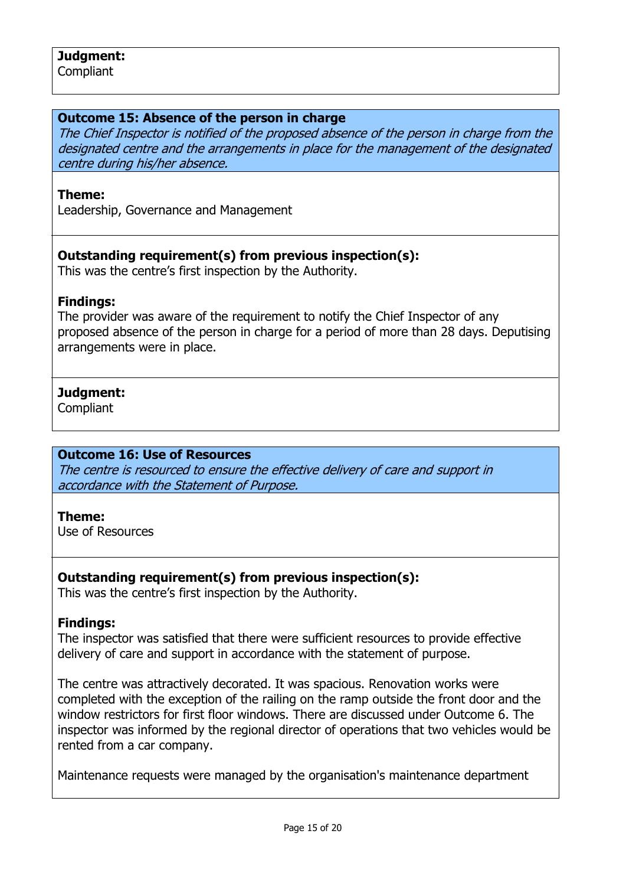**Judgment:**
Compliant

### Outcome 15: Absence of the person in charge

*The Chief Inspector is notified of the proposed absence of the person in charge from the designated centre and the arrangements in place for the management of the designated centre during his/her absence.*

**Theme:**
Leadership, Governance and Management

**Outstanding requirement(s) from previous inspection(s):**
This was the centre's first inspection by the Authority.

**Findings:**
The provider was aware of the requirement to notify the Chief Inspector of any proposed absence of the person in charge for a period of more than 28 days. Deputising arrangements were in place.

**Judgment:**
Compliant

### Outcome 16: Use of Resources

*The centre is resourced to ensure the effective delivery of care and support in accordance with the Statement of Purpose.*

**Theme:**
Use of Resources

**Outstanding requirement(s) from previous inspection(s):**
This was the centre's first inspection by the Authority.

**Findings:**
The inspector was satisfied that there were sufficient resources to provide effective delivery of care and support in accordance with the statement of purpose.

The centre was attractively decorated. It was spacious. Renovation works were completed with the exception of the railing on the ramp outside the front door and the window restrictors for first floor windows. There are discussed under Outcome 6. The inspector was informed by the regional director of operations that two vehicles would be rented from a car company.

Maintenance requests were managed by the organisation's maintenance department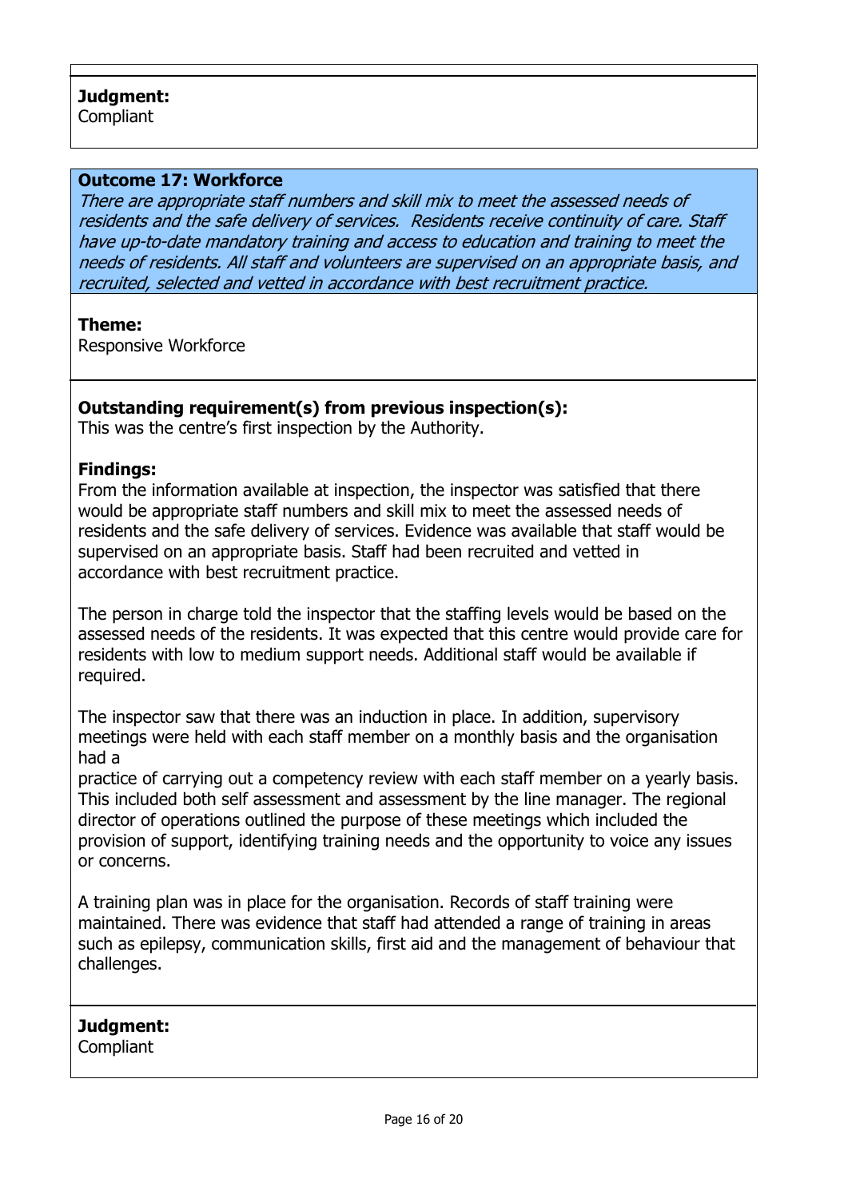**Judgment:**
Compliant

**Outcome 17: Workforce**
*There are appropriate staff numbers and skill mix to meet the assessed needs of residents and the safe delivery of services. Residents receive continuity of care. Staff have up-to-date mandatory training and access to education and training to meet the needs of residents. All staff and volunteers are supervised on an appropriate basis, and recruited, selected and vetted in accordance with best recruitment practice.*

**Theme:**
Responsive Workforce

**Outstanding requirement(s) from previous inspection(s):**
This was the centre's first inspection by the Authority.

**Findings:**
From the information available at inspection, the inspector was satisfied that there would be appropriate staff numbers and skill mix to meet the assessed needs of residents and the safe delivery of services. Evidence was available that staff would be supervised on an appropriate basis. Staff had been recruited and vetted in accordance with best recruitment practice.

The person in charge told the inspector that the staffing levels would be based on the assessed needs of the residents. It was expected that this centre would provide care for residents with low to medium support needs. Additional staff would be available if required.

The inspector saw that there was an induction in place. In addition, supervisory meetings were held with each staff member on a monthly basis and the organisation had a practice of carrying out a competency review with each staff member on a yearly basis. This included both self assessment and assessment by the line manager. The regional director of operations outlined the purpose of these meetings which included the provision of support, identifying training needs and the opportunity to voice any issues or concerns.

A training plan was in place for the organisation. Records of staff training were maintained. There was evidence that staff had attended a range of training in areas such as epilepsy, communication skills, first aid and the management of behaviour that challenges.

**Judgment:**
Compliant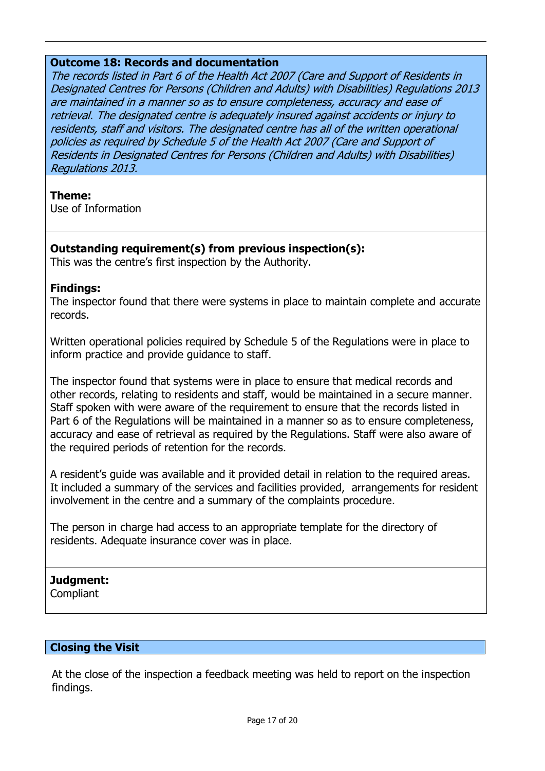**Outcome 18: Records and documentation**
*The records listed in Part 6 of the Health Act 2007 (Care and Support of Residents in Designated Centres for Persons (Children and Adults) with Disabilities) Regulations 2013 are maintained in a manner so as to ensure completeness, accuracy and ease of retrieval. The designated centre is adequately insured against accidents or injury to residents, staff and visitors. The designated centre has all of the written operational policies as required by Schedule 5 of the Health Act 2007 (Care and Support of Residents in Designated Centres for Persons (Children and Adults) with Disabilities) Regulations 2013.*

**Theme:**
Use of Information

**Outstanding requirement(s) from previous inspection(s):**
This was the centre's first inspection by the Authority.

**Findings:**
The inspector found that there were systems in place to maintain complete and accurate records.

Written operational policies required by Schedule 5 of the Regulations were in place to inform practice and provide guidance to staff.

The inspector found that systems were in place to ensure that medical records and other records, relating to residents and staff, would be maintained in a secure manner. Staff spoken with were aware of the requirement to ensure that the records listed in Part 6 of the Regulations will be maintained in a manner so as to ensure completeness, accuracy and ease of retrieval as required by the Regulations. Staff were also aware of the required periods of retention for the records.

A resident's guide was available and it provided detail in relation to the required areas. It included a summary of the services and facilities provided, arrangements for resident involvement in the centre and a summary of the complaints procedure.

The person in charge had access to an appropriate template for the directory of residents. Adequate insurance cover was in place.

**Judgment:**
Compliant

**Closing the Visit**

At the close of the inspection a feedback meeting was held to report on the inspection findings.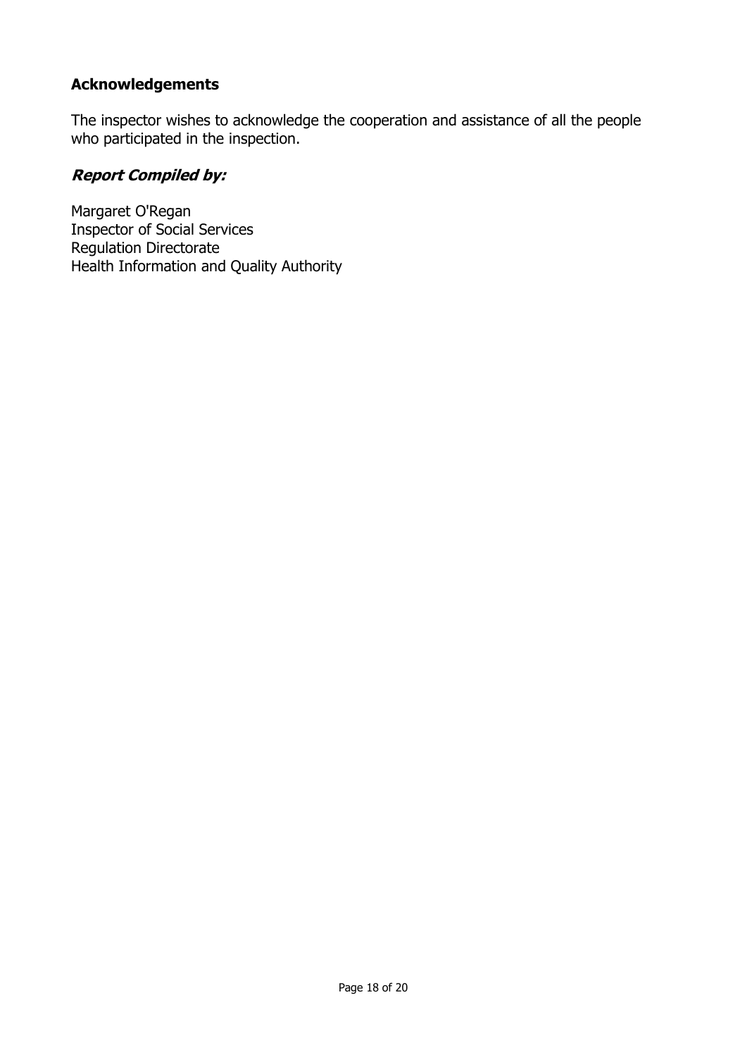## Acknowledgements

The inspector wishes to acknowledge the cooperation and assistance of all the people who participated in the inspection.

### *Report Compiled by:*

Margaret O'Regan
Inspector of Social Services
Regulation Directorate
Health Information and Quality Authority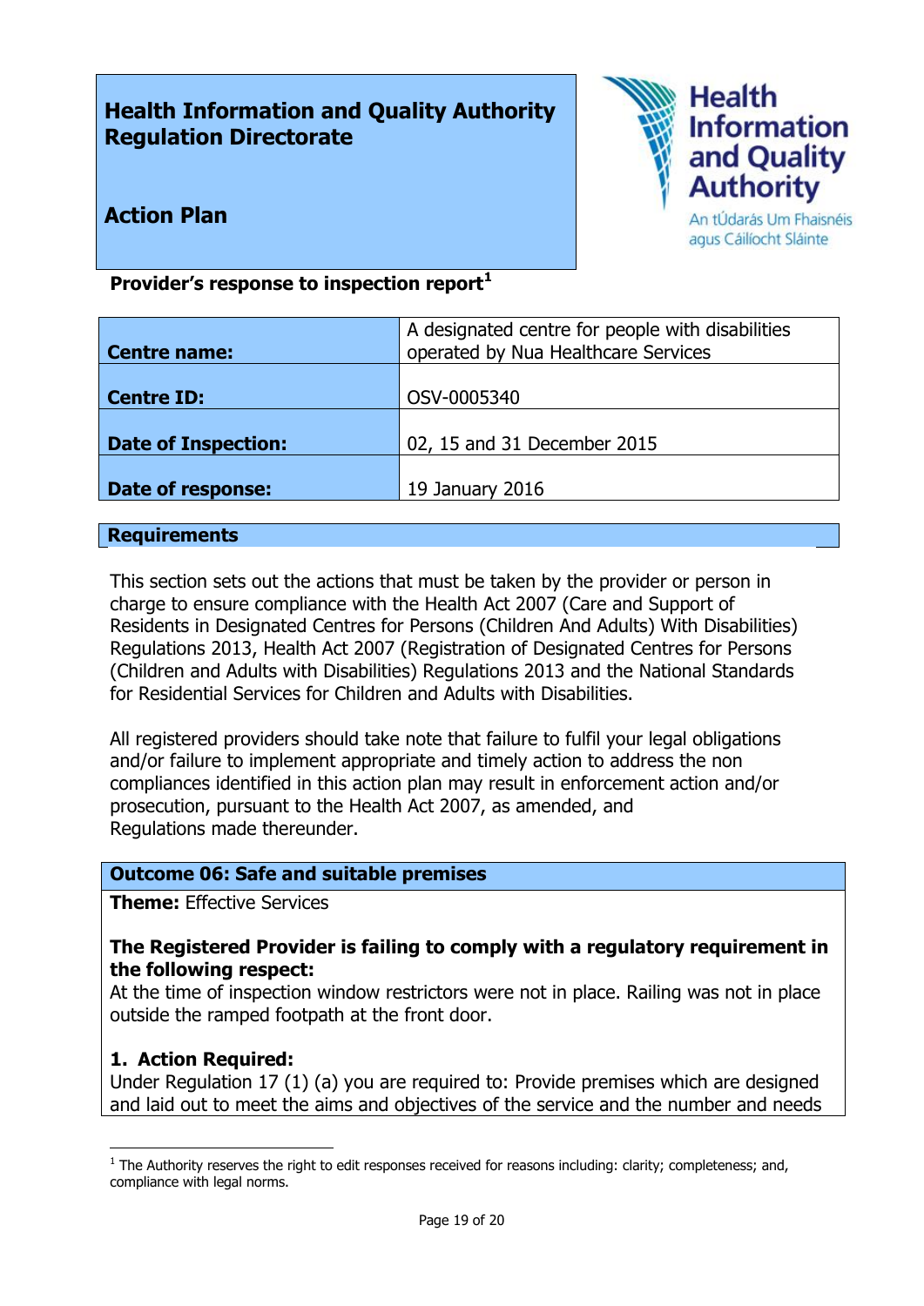# Health Information and Quality Authority Regulation Directorate

## Action Plan

**Provider's response to inspection report**[1]

| | |
|---|---|
| **Centre name:** | A designated centre for people with disabilities operated by Nua Healthcare Services |
| **Centre ID:** | OSV-0005340 |
| **Date of Inspection:** | 02, 15 and 31 December 2015 |
| **Date of response:** | 19 January 2016 |

## Requirements

This section sets out the actions that must be taken by the provider or person in charge to ensure compliance with the Health Act 2007 (Care and Support of Residents in Designated Centres for Persons (Children And Adults) With Disabilities) Regulations 2013, Health Act 2007 (Registration of Designated Centres for Persons (Children and Adults with Disabilities) Regulations 2013 and the National Standards for Residential Services for Children and Adults with Disabilities.

All registered providers should take note that failure to fulfil your legal obligations and/or failure to implement appropriate and timely action to address the non compliances identified in this action plan may result in enforcement action and/or prosecution, pursuant to the Health Act 2007, as amended, and Regulations made thereunder.

### Outcome 06: Safe and suitable premises

**Theme:** Effective Services

**The Registered Provider is failing to comply with a regulatory requirement in the following respect:**
At the time of inspection window restrictors were not in place. Railing was not in place outside the ramped footpath at the front door.

**1. Action Required:**
Under Regulation 17 (1) (a) you are required to: Provide premises which are designed and laid out to meet the aims and objectives of the service and the number and needs

[1] The Authority reserves the right to edit responses received for reasons including: clarity; completeness; and, compliance with legal norms.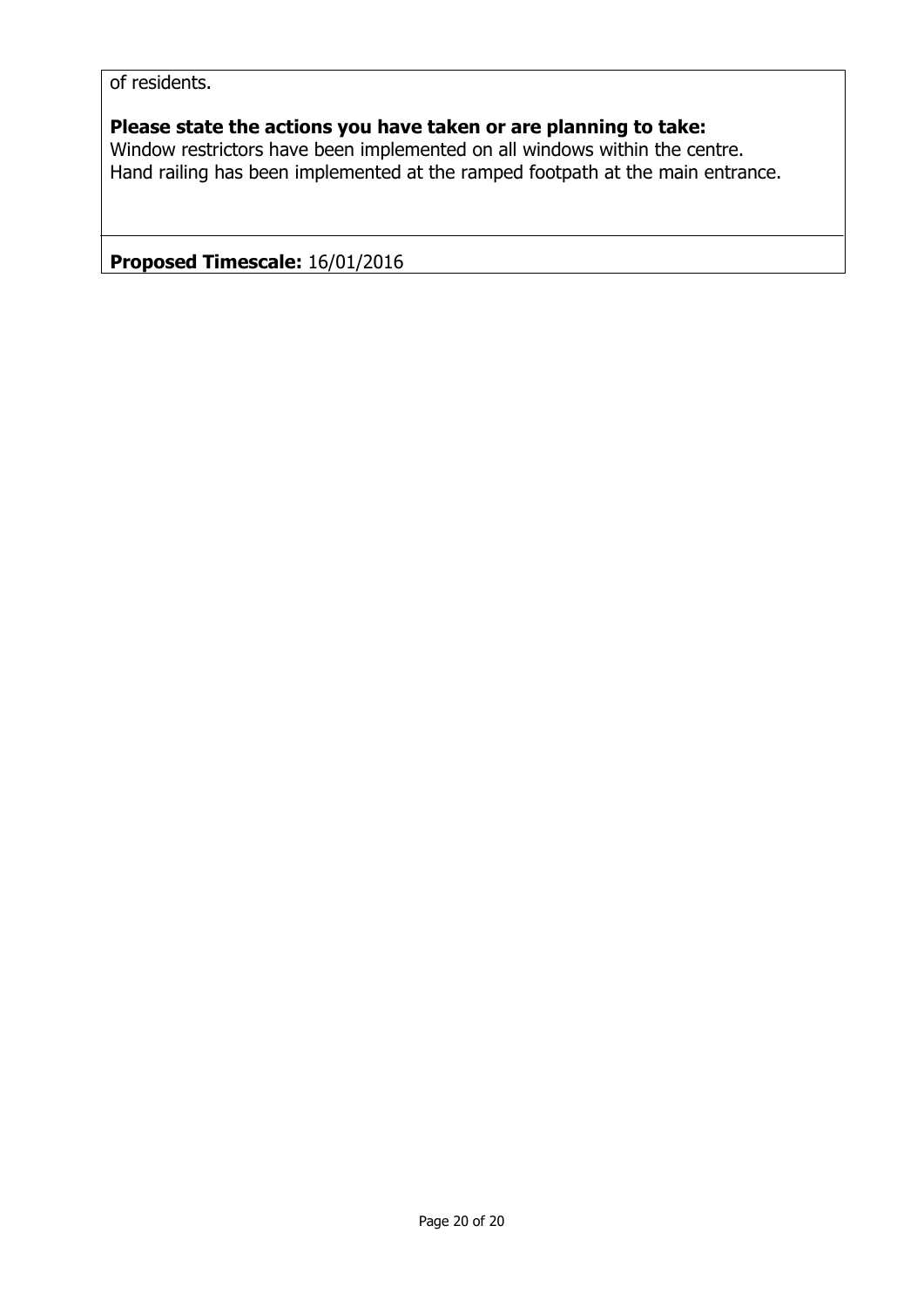of residents.

**Please state the actions you have taken or are planning to take:**
Window restrictors have been implemented on all windows within the centre.
Hand railing has been implemented at the ramped footpath at the main entrance.

**Proposed Timescale:** 16/01/2016